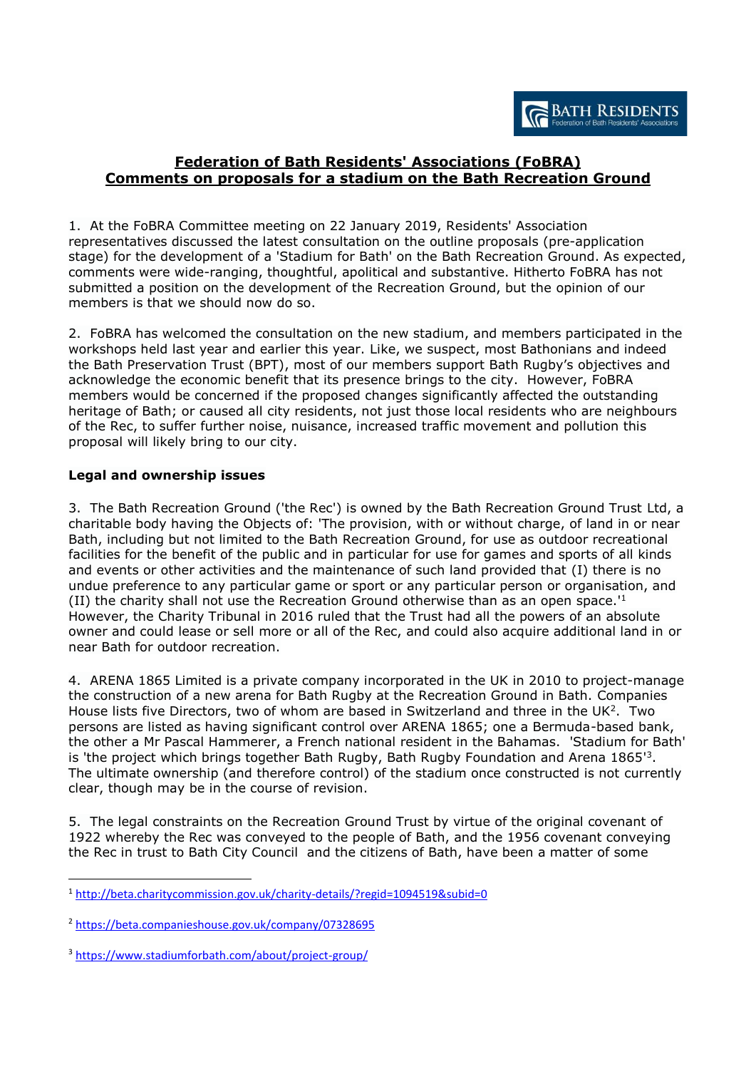## Federation of Bath Residents' Associations (FoBRA)
## Comments on proposals for a stadium on the Bath Recreation Ground

1. At the FoBRA Committee meeting on 22 January 2019, Residents' Association representatives discussed the latest consultation on the outline proposals (pre-application stage) for the development of a 'Stadium for Bath' on the Bath Recreation Ground. As expected, comments were wide-ranging, thoughtful, apolitical and substantive. Hitherto FoBRA has not submitted a position on the development of the Recreation Ground, but the opinion of our members is that we should now do so.

2. FoBRA has welcomed the consultation on the new stadium, and members participated in the workshops held last year and earlier this year. Like, we suspect, most Bathonians and indeed the Bath Preservation Trust (BPT), most of our members support Bath Rugby's objectives and acknowledge the economic benefit that its presence brings to the city. However, FoBRA members would be concerned if the proposed changes significantly affected the outstanding heritage of Bath; or caused all city residents, not just those local residents who are neighbours of the Rec, to suffer further noise, nuisance, increased traffic movement and pollution this proposal will likely bring to our city.

**Legal and ownership issues**

3. The Bath Recreation Ground ('the Rec') is owned by the Bath Recreation Ground Trust Ltd, a charitable body having the Objects of: 'The provision, with or without charge, of land in or near Bath, including but not limited to the Bath Recreation Ground, for use as outdoor recreational facilities for the benefit of the public and in particular for use for games and sports of all kinds and events or other activities and the maintenance of such land provided that (I) there is no undue preference to any particular game or sport or any particular person or organisation, and (II) the charity shall not use the Recreation Ground otherwise than as an open space.'[1] However, the Charity Tribunal in 2016 ruled that the Trust had all the powers of an absolute owner and could lease or sell more or all of the Rec, and could also acquire additional land in or near Bath for outdoor recreation.

4. ARENA 1865 Limited is a private company incorporated in the UK in 2010 to project-manage the construction of a new arena for Bath Rugby at the Recreation Ground in Bath. Companies House lists five Directors, two of whom are based in Switzerland and three in the UK[2]. Two persons are listed as having significant control over ARENA 1865; one a Bermuda-based bank, the other a Mr Pascal Hammerer, a French national resident in the Bahamas. 'Stadium for Bath' is 'the project which brings together Bath Rugby, Bath Rugby Foundation and Arena 1865'[3]. The ultimate ownership (and therefore control) of the stadium once constructed is not currently clear, though may be in the course of revision.

5. The legal constraints on the Recreation Ground Trust by virtue of the original covenant of 1922 whereby the Rec was conveyed to the people of Bath, and the 1956 covenant conveying the Rec in trust to Bath City Council and the citizens of Bath, have been a matter of some

---

[1] http://beta.charitycommission.gov.uk/charity-details/?regid=1094519&subid=0

[2] https://beta.companieshouse.gov.uk/company/07328695

[3] https://www.stadiumforbath.com/about/project-group/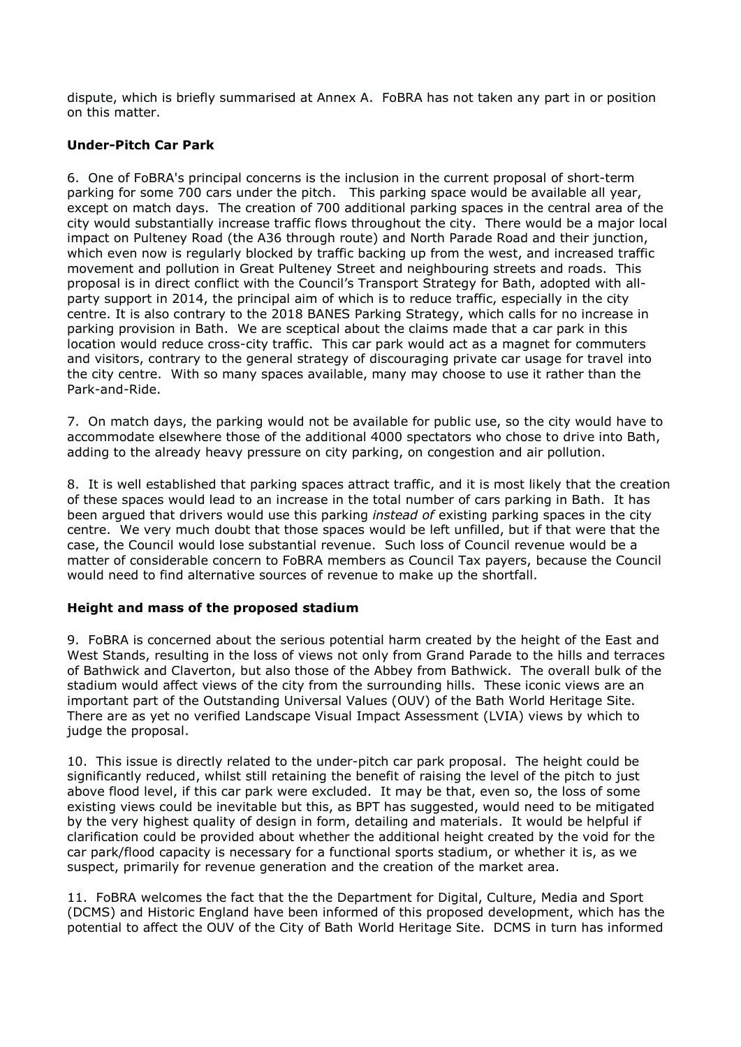dispute, which is briefly summarised at Annex A. FoBRA has not taken any part in or position on this matter.

**Under-Pitch Car Park**

6. One of FoBRA's principal concerns is the inclusion in the current proposal of short-term parking for some 700 cars under the pitch. This parking space would be available all year, except on match days. The creation of 700 additional parking spaces in the central area of the city would substantially increase traffic flows throughout the city. There would be a major local impact on Pulteney Road (the A36 through route) and North Parade Road and their junction, which even now is regularly blocked by traffic backing up from the west, and increased traffic movement and pollution in Great Pulteney Street and neighbouring streets and roads. This proposal is in direct conflict with the Council's Transport Strategy for Bath, adopted with all-party support in 2014, the principal aim of which is to reduce traffic, especially in the city centre. It is also contrary to the 2018 BANES Parking Strategy, which calls for no increase in parking provision in Bath. We are sceptical about the claims made that a car park in this location would reduce cross-city traffic. This car park would act as a magnet for commuters and visitors, contrary to the general strategy of discouraging private car usage for travel into the city centre. With so many spaces available, many may choose to use it rather than the Park-and-Ride.

7. On match days, the parking would not be available for public use, so the city would have to accommodate elsewhere those of the additional 4000 spectators who chose to drive into Bath, adding to the already heavy pressure on city parking, on congestion and air pollution.

8. It is well established that parking spaces attract traffic, and it is most likely that the creation of these spaces would lead to an increase in the total number of cars parking in Bath. It has been argued that drivers would use this parking *instead of* existing parking spaces in the city centre. We very much doubt that those spaces would be left unfilled, but if that were that the case, the Council would lose substantial revenue. Such loss of Council revenue would be a matter of considerable concern to FoBRA members as Council Tax payers, because the Council would need to find alternative sources of revenue to make up the shortfall.

**Height and mass of the proposed stadium**

9. FoBRA is concerned about the serious potential harm created by the height of the East and West Stands, resulting in the loss of views not only from Grand Parade to the hills and terraces of Bathwick and Claverton, but also those of the Abbey from Bathwick. The overall bulk of the stadium would affect views of the city from the surrounding hills. These iconic views are an important part of the Outstanding Universal Values (OUV) of the Bath World Heritage Site. There are as yet no verified Landscape Visual Impact Assessment (LVIA) views by which to judge the proposal.

10. This issue is directly related to the under-pitch car park proposal. The height could be significantly reduced, whilst still retaining the benefit of raising the level of the pitch to just above flood level, if this car park were excluded. It may be that, even so, the loss of some existing views could be inevitable but this, as BPT has suggested, would need to be mitigated by the very highest quality of design in form, detailing and materials. It would be helpful if clarification could be provided about whether the additional height created by the void for the car park/flood capacity is necessary for a functional sports stadium, or whether it is, as we suspect, primarily for revenue generation and the creation of the market area.

11. FoBRA welcomes the fact that the the Department for Digital, Culture, Media and Sport (DCMS) and Historic England have been informed of this proposed development, which has the potential to affect the OUV of the City of Bath World Heritage Site. DCMS in turn has informed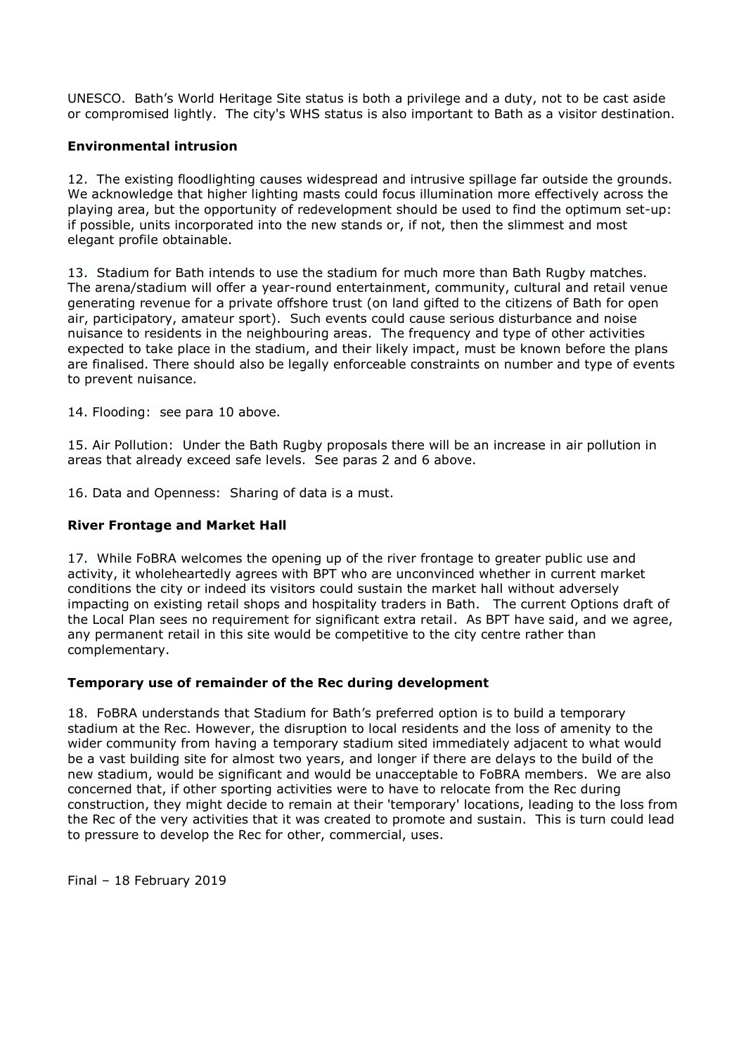UNESCO. Bath's World Heritage Site status is both a privilege and a duty, not to be cast aside or compromised lightly. The city's WHS status is also important to Bath as a visitor destination.

**Environmental intrusion**

12. The existing floodlighting causes widespread and intrusive spillage far outside the grounds. We acknowledge that higher lighting masts could focus illumination more effectively across the playing area, but the opportunity of redevelopment should be used to find the optimum set-up: if possible, units incorporated into the new stands or, if not, then the slimmest and most elegant profile obtainable.

13. Stadium for Bath intends to use the stadium for much more than Bath Rugby matches. The arena/stadium will offer a year-round entertainment, community, cultural and retail venue generating revenue for a private offshore trust (on land gifted to the citizens of Bath for open air, participatory, amateur sport). Such events could cause serious disturbance and noise nuisance to residents in the neighbouring areas. The frequency and type of other activities expected to take place in the stadium, and their likely impact, must be known before the plans are finalised. There should also be legally enforceable constraints on number and type of events to prevent nuisance.

14. Flooding: see para 10 above.

15. Air Pollution: Under the Bath Rugby proposals there will be an increase in air pollution in areas that already exceed safe levels. See paras 2 and 6 above.

16. Data and Openness: Sharing of data is a must.

**River Frontage and Market Hall**

17. While FoBRA welcomes the opening up of the river frontage to greater public use and activity, it wholeheartedly agrees with BPT who are unconvinced whether in current market conditions the city or indeed its visitors could sustain the market hall without adversely impacting on existing retail shops and hospitality traders in Bath. The current Options draft of the Local Plan sees no requirement for significant extra retail. As BPT have said, and we agree, any permanent retail in this site would be competitive to the city centre rather than complementary.

**Temporary use of remainder of the Rec during development**

18. FoBRA understands that Stadium for Bath's preferred option is to build a temporary stadium at the Rec. However, the disruption to local residents and the loss of amenity to the wider community from having a temporary stadium sited immediately adjacent to what would be a vast building site for almost two years, and longer if there are delays to the build of the new stadium, would be significant and would be unacceptable to FoBRA members. We are also concerned that, if other sporting activities were to have to relocate from the Rec during construction, they might decide to remain at their 'temporary' locations, leading to the loss from the Rec of the very activities that it was created to promote and sustain. This is turn could lead to pressure to develop the Rec for other, commercial, uses.

Final – 18 February 2019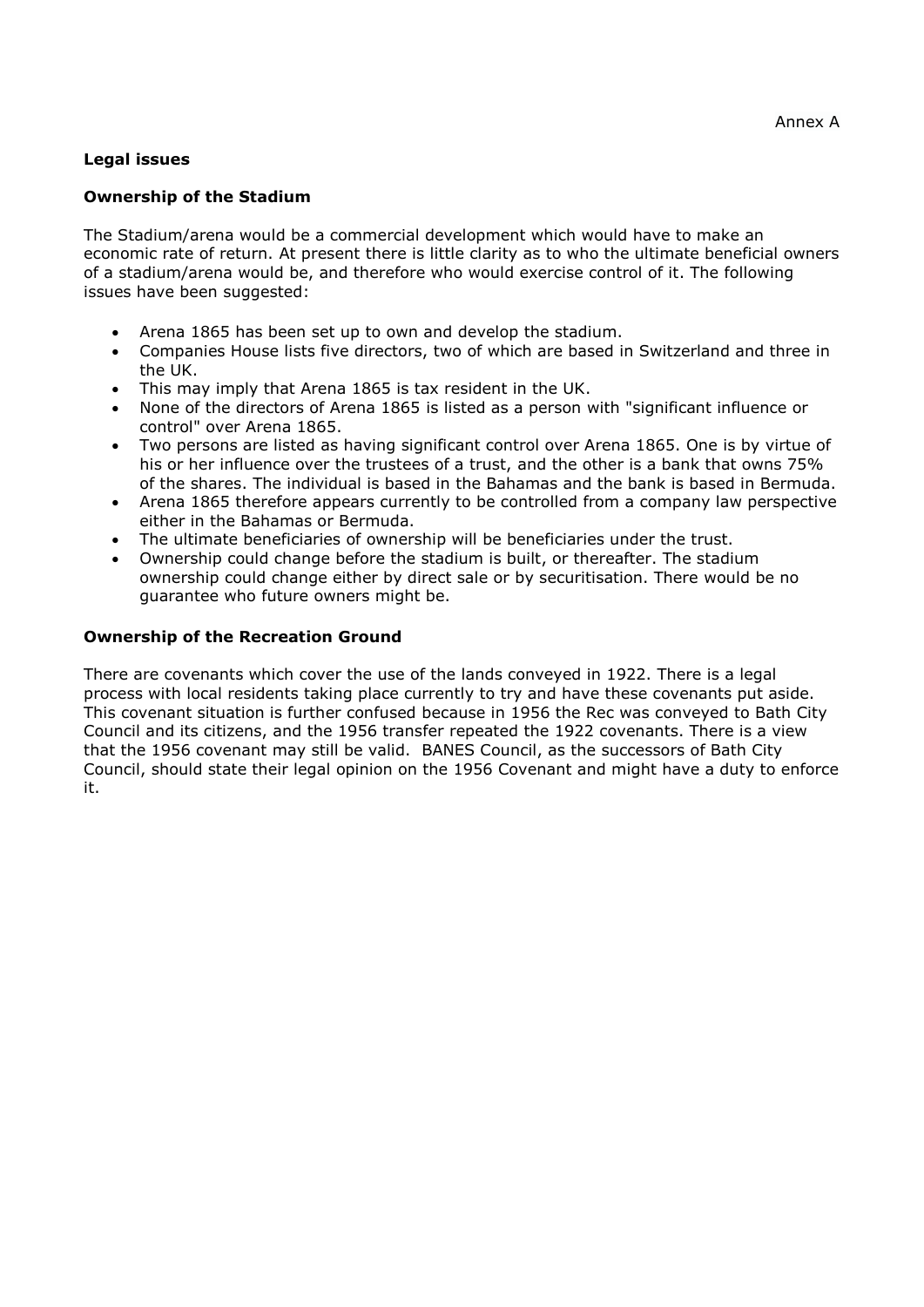Annex A

**Legal issues**

**Ownership of the Stadium**

The Stadium/arena would be a commercial development which would have to make an economic rate of return. At present there is little clarity as to who the ultimate beneficial owners of a stadium/arena would be, and therefore who would exercise control of it. The following issues have been suggested:

- Arena 1865 has been set up to own and develop the stadium.
- Companies House lists five directors, two of which are based in Switzerland and three in the UK.
- This may imply that Arena 1865 is tax resident in the UK.
- None of the directors of Arena 1865 is listed as a person with "significant influence or control" over Arena 1865.
- Two persons are listed as having significant control over Arena 1865. One is by virtue of his or her influence over the trustees of a trust, and the other is a bank that owns 75% of the shares. The individual is based in the Bahamas and the bank is based in Bermuda.
- Arena 1865 therefore appears currently to be controlled from a company law perspective either in the Bahamas or Bermuda.
- The ultimate beneficiaries of ownership will be beneficiaries under the trust.
- Ownership could change before the stadium is built, or thereafter. The stadium ownership could change either by direct sale or by securitisation. There would be no guarantee who future owners might be.

**Ownership of the Recreation Ground**

There are covenants which cover the use of the lands conveyed in 1922. There is a legal process with local residents taking place currently to try and have these covenants put aside. This covenant situation is further confused because in 1956 the Rec was conveyed to Bath City Council and its citizens, and the 1956 transfer repeated the 1922 covenants. There is a view that the 1956 covenant may still be valid. BANES Council, as the successors of Bath City Council, should state their legal opinion on the 1956 Covenant and might have a duty to enforce it.